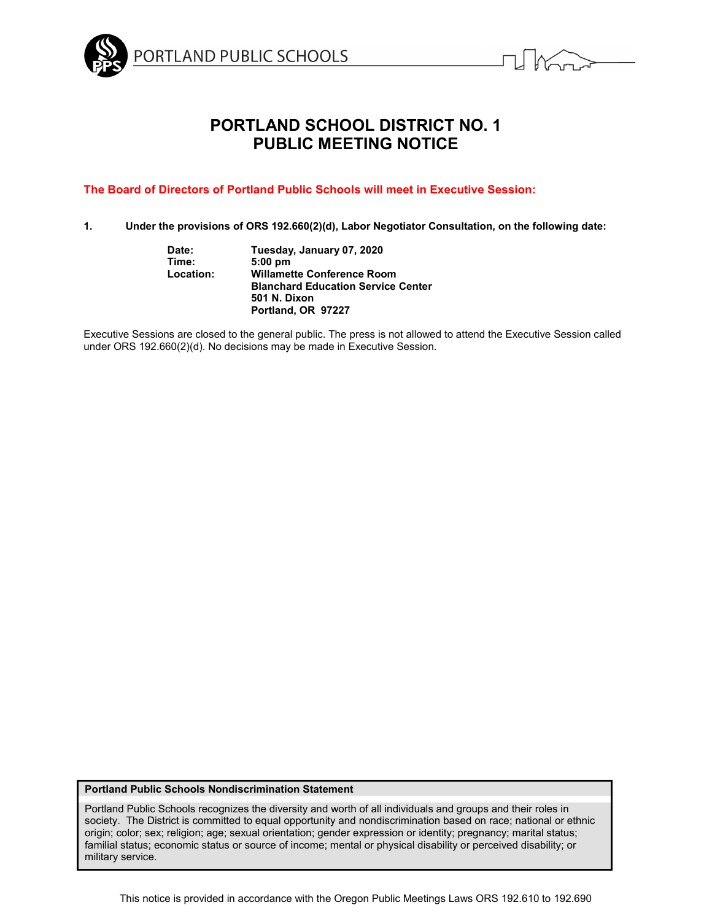PORTLAND PUBLIC SCHOOLS

# PORTLAND SCHOOL DISTRICT NO. 1
# PUBLIC MEETING NOTICE

**The Board of Directors of Portland Public Schools will meet in Executive Session:**

**1. Under the provisions of ORS 192.660(2)(d), Labor Negotiator Consultation, on the following date:**

| | |
|---|---|
| **Date:** | **Tuesday, January 07, 2020** |
| **Time:** | **5:00 pm** |
| **Location:** | **Willamette Conference Room**<br>**Blanchard Education Service Center**<br>**501 N. Dixon**<br>**Portland, OR 97227** |

Executive Sessions are closed to the general public. The press is not allowed to attend the Executive Session called under ORS 192.660(2)(d). No decisions may be made in Executive Session.

**Portland Public Schools Nondiscrimination Statement**

Portland Public Schools recognizes the diversity and worth of all individuals and groups and their roles in society. The District is committed to equal opportunity and nondiscrimination based on race; national or ethnic origin; color; sex; religion; age; sexual orientation; gender expression or identity; pregnancy; marital status; familial status; economic status or source of income; mental or physical disability or perceived disability; or military service.

This notice is provided in accordance with the Oregon Public Meetings Laws ORS 192.610 to 192.690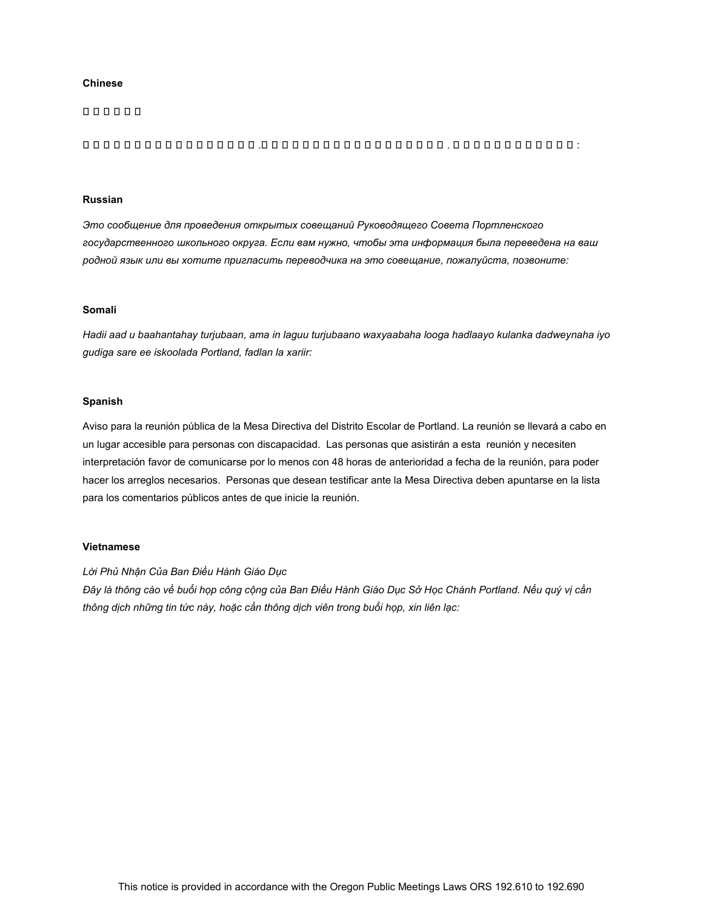**Chinese**

□□□□□□

□□□□□□□□□□□□□□□□□□□.□□□□□□□□□□□□□□□□□□□.□□□□□□□□□□□□□:

**Russian**

*Это сообщение для проведения открытых совещаний Руководящего Совета Портленского государственного школьного округа. Если вам нужно, чтобы эта информация была переведена на ваш родной язык или вы хотите пригласить переводчика на это совещание, пожалуйста, позвоните:*

**Somali**

*Hadii aad u baahantahay turjubaan, ama in laguu turjubaano waxyaabaha looga hadlaayo kulanka dadweynaha iyo gudiga sare ee iskoolada Portland, fadlan la xariir:*

**Spanish**

Aviso para la reunión pública de la Mesa Directiva del Distrito Escolar de Portland. La reunión se llevará a cabo en un lugar accesible para personas con discapacidad. Las personas que asistirán a esta reunión y necesiten interpretación favor de comunicarse por lo menos con 48 horas de anterioridad a fecha de la reunión, para poder hacer los arreglos necesarios. Personas que desean testificar ante la Mesa Directiva deben apuntarse en la lista para los comentarios públicos antes de que inicie la reunión.

**Vietnamese**

*Lời Phủ Nhận Của Ban Điều Hành Giáo Dục*
*Đây là thông cáo về buổi họp công cộng của Ban Điều Hành Giáo Dục Sở Học Chánh Portland. Nếu quý vị cần thông dịch những tin tức này, hoặc cần thông dịch viên trong buổi họp, xin liên lạc:*

This notice is provided in accordance with the Oregon Public Meetings Laws ORS 192.610 to 192.690